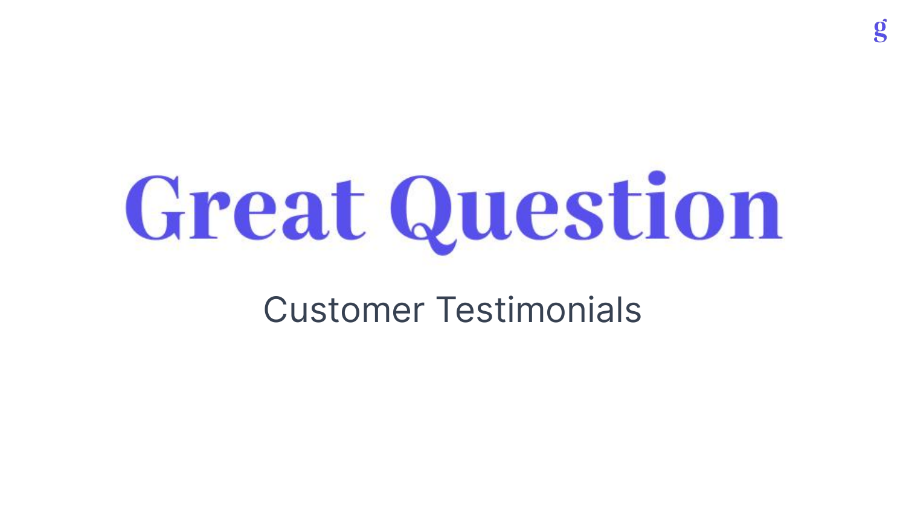# Great Question

Customer Testimonials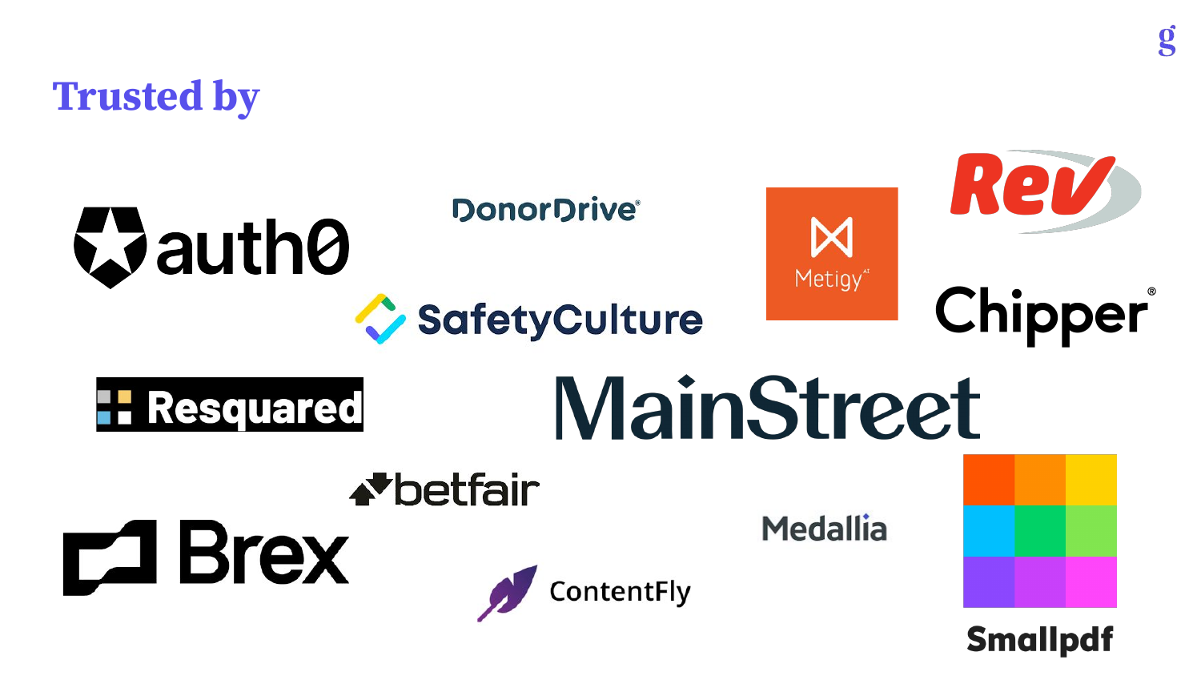## Trusted by

auth0

DonorDrive

Metigy

Rev

SafetyCulture

Chipper

Resquared

MainStreet

betfair

Brex

Medallia

ContentFly

Smallpdf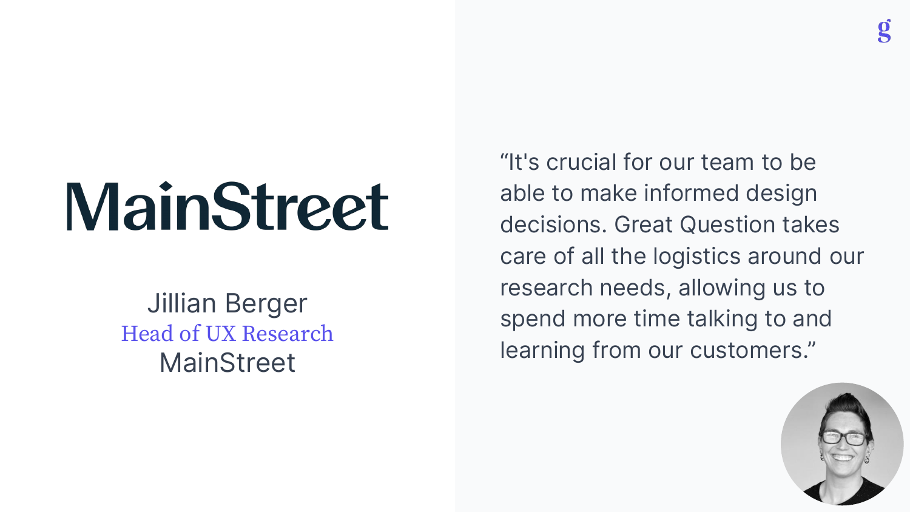# MainStreet

Jillian Berger
Head of UX Research
MainStreet

"It's crucial for our team to be able to make informed design decisions. Great Question takes care of all the logistics around our research needs, allowing us to spend more time talking to and learning from our customers."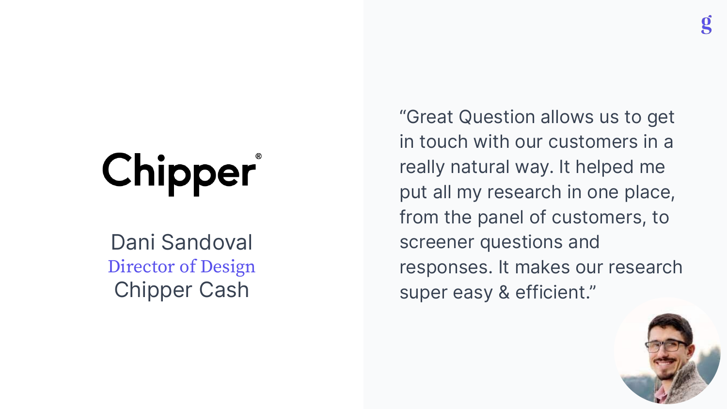Chipper®

Dani Sandoval
Director of Design
Chipper Cash

"Great Question allows us to get in touch with our customers in a really natural way. It helped me put all my research in one place, from the panel of customers, to screener questions and responses. It makes our research super easy & efficient."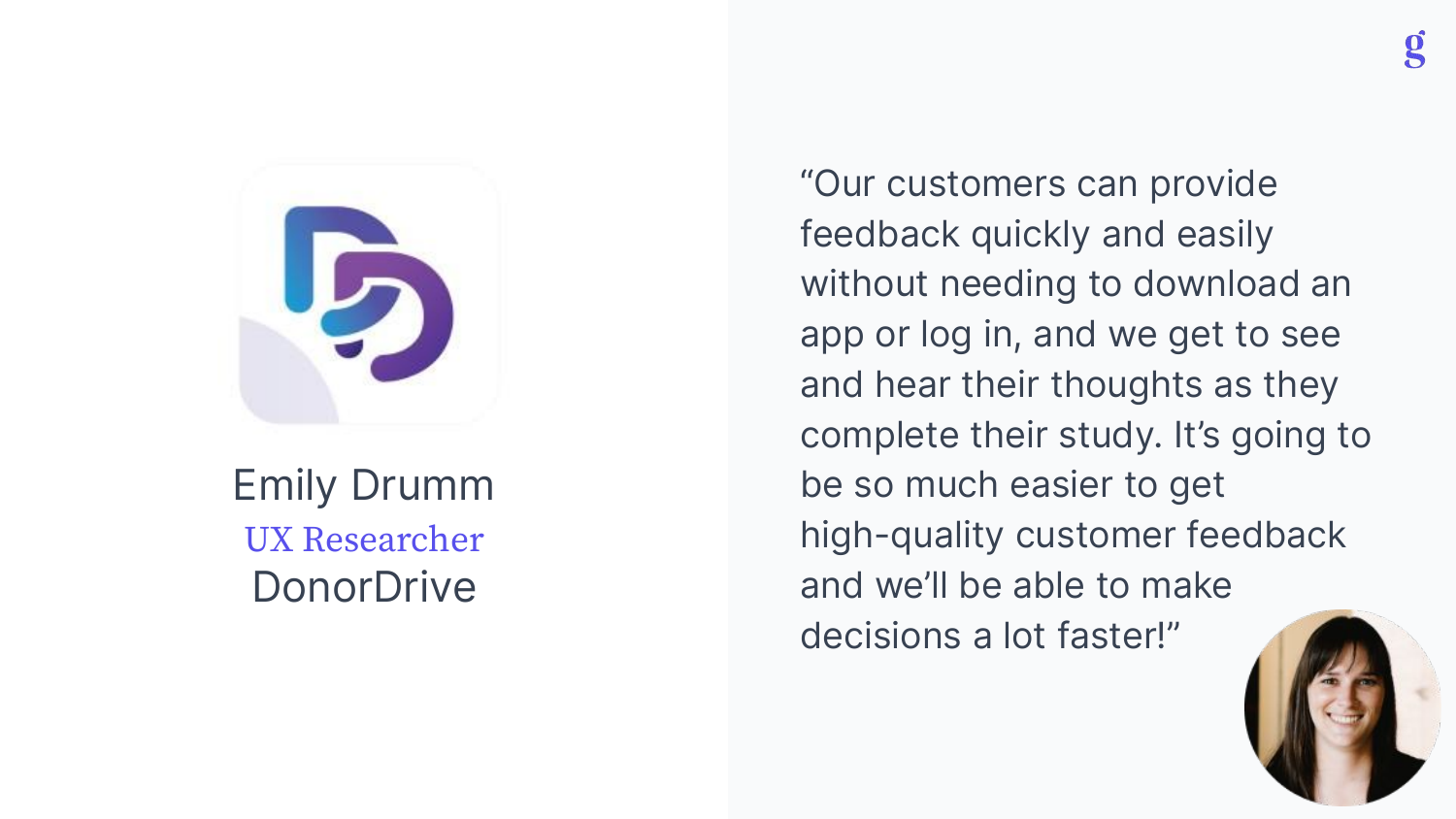Emily Drumm

UX Researcher

DonorDrive

“Our customers can provide feedback quickly and easily without needing to download an app or log in, and we get to see and hear their thoughts as they complete their study. It’s going to be so much easier to get high-quality customer feedback and we’ll be able to make decisions a lot faster!”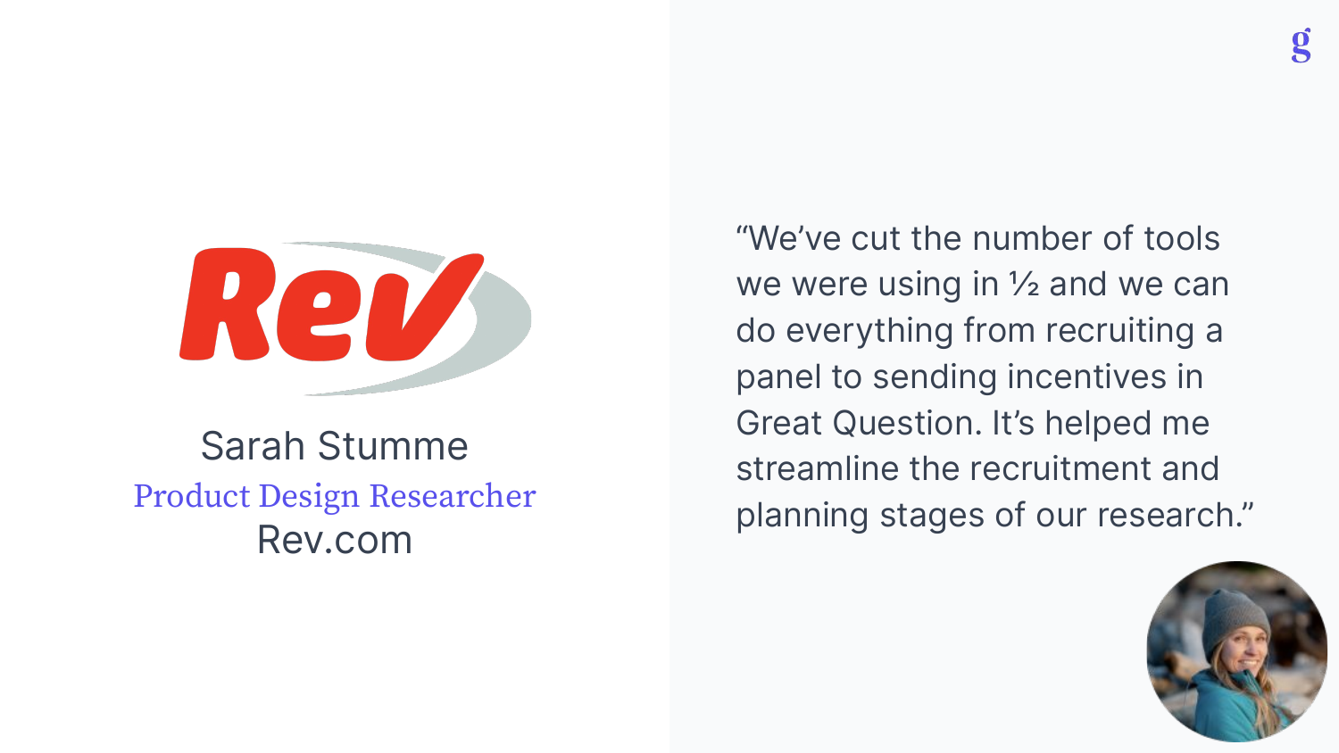Rev

Sarah Stumme

Product Design Researcher

Rev.com

"We've cut the number of tools we were using in ½ and we can do everything from recruiting a panel to sending incentives in Great Question. It's helped me streamline the recruitment and planning stages of our research."